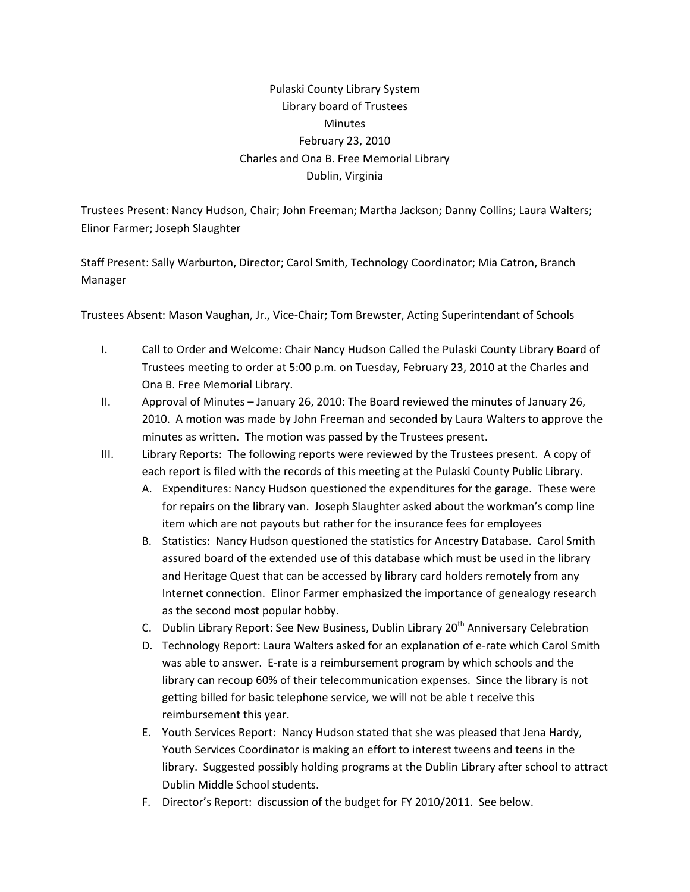# Pulaski County Library System
## Library board of Trustees
## Minutes
## February 23, 2010
## Charles and Ona B. Free Memorial Library
## Dublin, Virginia

Trustees Present: Nancy Hudson, Chair; John Freeman; Martha Jackson; Danny Collins; Laura Walters; Elinor Farmer; Joseph Slaughter

Staff Present: Sally Warburton, Director; Carol Smith, Technology Coordinator; Mia Catron, Branch Manager

Trustees Absent: Mason Vaughan, Jr., Vice-Chair; Tom Brewster, Acting Superintendant of Schools

I. Call to Order and Welcome: Chair Nancy Hudson Called the Pulaski County Library Board of Trustees meeting to order at 5:00 p.m. on Tuesday, February 23, 2010 at the Charles and Ona B. Free Memorial Library.

II. Approval of Minutes – January 26, 2010: The Board reviewed the minutes of January 26, 2010. A motion was made by John Freeman and seconded by Laura Walters to approve the minutes as written. The motion was passed by the Trustees present.

III. Library Reports: The following reports were reviewed by the Trustees present. A copy of each report is filed with the records of this meeting at the Pulaski County Public Library.

   A. Expenditures: Nancy Hudson questioned the expenditures for the garage. These were for repairs on the library van. Joseph Slaughter asked about the workman's comp line item which are not payouts but rather for the insurance fees for employees

   B. Statistics: Nancy Hudson questioned the statistics for Ancestry Database. Carol Smith assured board of the extended use of this database which must be used in the library and Heritage Quest that can be accessed by library card holders remotely from any Internet connection. Elinor Farmer emphasized the importance of genealogy research as the second most popular hobby.

   C. Dublin Library Report: See New Business, Dublin Library 20th Anniversary Celebration

   D. Technology Report: Laura Walters asked for an explanation of e-rate which Carol Smith was able to answer. E-rate is a reimbursement program by which schools and the library can recoup 60% of their telecommunication expenses. Since the library is not getting billed for basic telephone service, we will not be able t receive this reimbursement this year.

   E. Youth Services Report: Nancy Hudson stated that she was pleased that Jena Hardy, Youth Services Coordinator is making an effort to interest tweens and teens in the library. Suggested possibly holding programs at the Dublin Library after school to attract Dublin Middle School students.

   F. Director's Report: discussion of the budget for FY 2010/2011. See below.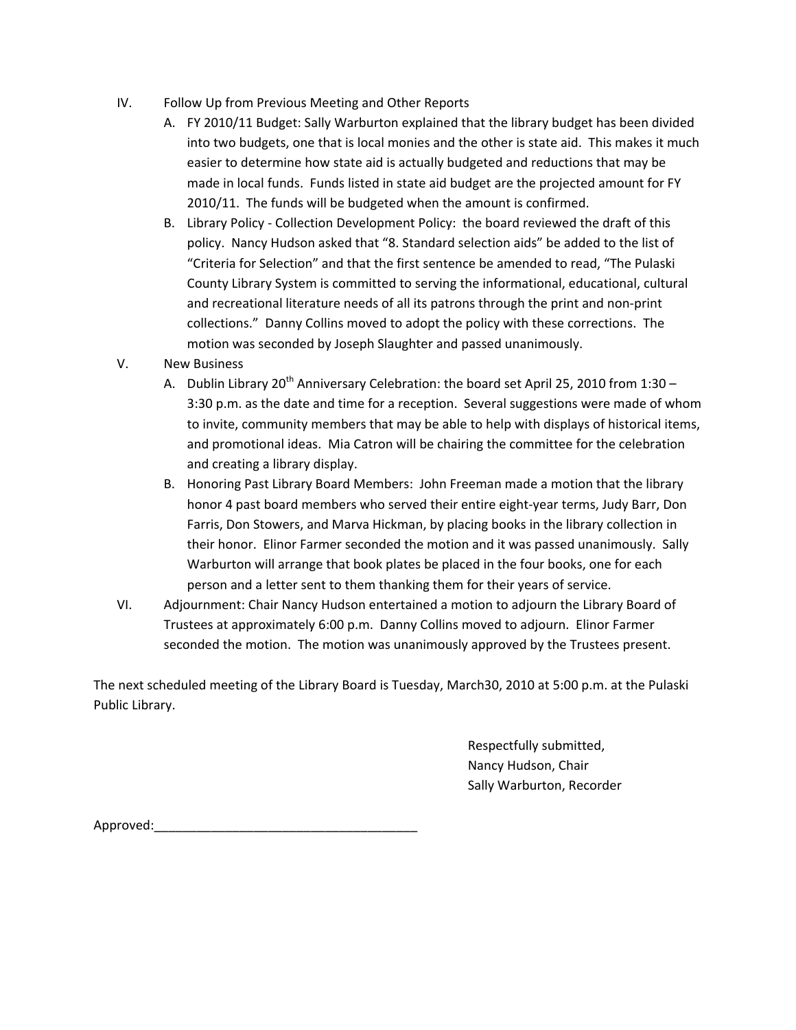IV. Follow Up from Previous Meeting and Other Reports

   A. FY 2010/11 Budget: Sally Warburton explained that the library budget has been divided into two budgets, one that is local monies and the other is state aid. This makes it much easier to determine how state aid is actually budgeted and reductions that may be made in local funds. Funds listed in state aid budget are the projected amount for FY 2010/11. The funds will be budgeted when the amount is confirmed.

   B. Library Policy - Collection Development Policy: the board reviewed the draft of this policy. Nancy Hudson asked that "8. Standard selection aids" be added to the list of "Criteria for Selection" and that the first sentence be amended to read, "The Pulaski County Library System is committed to serving the informational, educational, cultural and recreational literature needs of all its patrons through the print and non-print collections." Danny Collins moved to adopt the policy with these corrections. The motion was seconded by Joseph Slaughter and passed unanimously.

V. New Business

   A. Dublin Library 20th Anniversary Celebration: the board set April 25, 2010 from 1:30 – 3:30 p.m. as the date and time for a reception. Several suggestions were made of whom to invite, community members that may be able to help with displays of historical items, and promotional ideas. Mia Catron will be chairing the committee for the celebration and creating a library display.

   B. Honoring Past Library Board Members: John Freeman made a motion that the library honor 4 past board members who served their entire eight-year terms, Judy Barr, Don Farris, Don Stowers, and Marva Hickman, by placing books in the library collection in their honor. Elinor Farmer seconded the motion and it was passed unanimously. Sally Warburton will arrange that book plates be placed in the four books, one for each person and a letter sent to them thanking them for their years of service.

VI. Adjournment: Chair Nancy Hudson entertained a motion to adjourn the Library Board of Trustees at approximately 6:00 p.m. Danny Collins moved to adjourn. Elinor Farmer seconded the motion. The motion was unanimously approved by the Trustees present.

The next scheduled meeting of the Library Board is Tuesday, March30, 2010 at 5:00 p.m. at the Pulaski Public Library.

Respectfully submitted,
Nancy Hudson, Chair
Sally Warburton, Recorder

Approved:_____________________________________